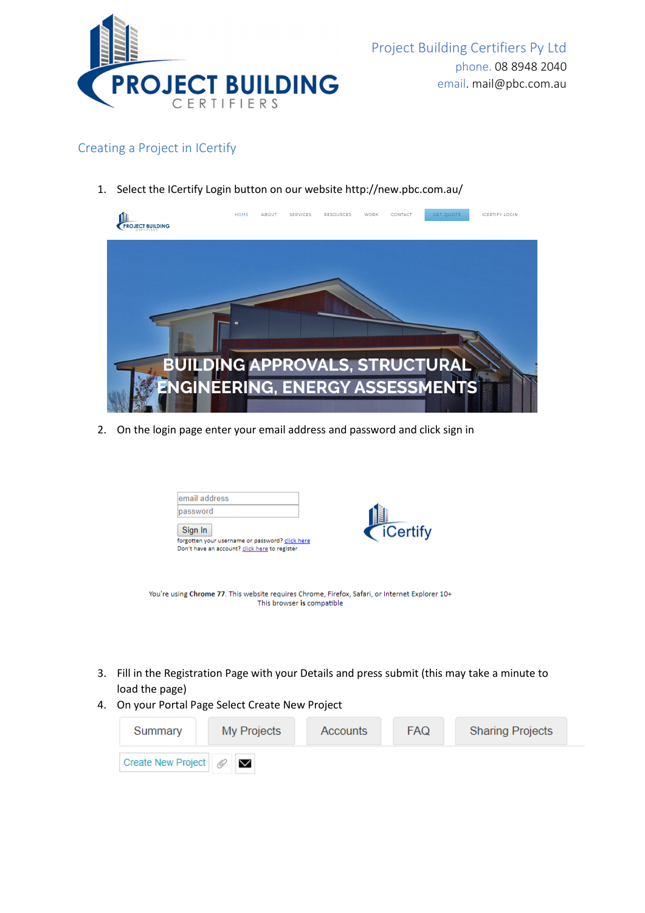Project Building Certifiers Py Ltd
phone. 08 8948 2040
email. mail@pbc.com.au

## Creating a Project in ICertify

1. Select the ICertify Login button on our website http://new.pbc.com.au/

2. On the login page enter your email address and password and click sign in

3. Fill in the Registration Page with your Details and press submit (this may take a minute to load the page)
4. On your Portal Page Select Create New Project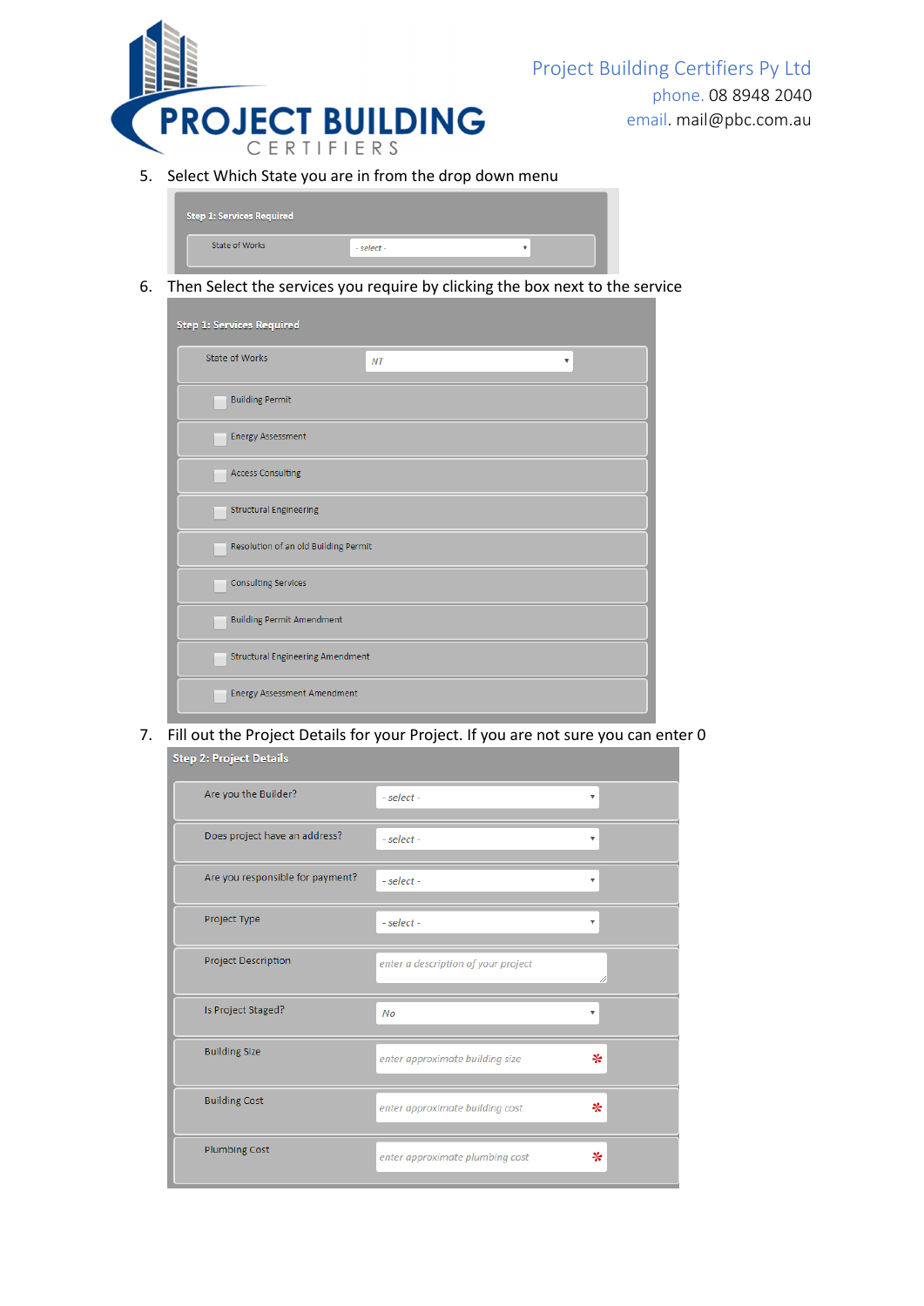Project Building Certifiers Py Ltd
phone. 08 8948 2040
email. mail@pbc.com.au

5. Select Which State you are in from the drop down menu

**Step 1: Services Required**

| | |
|---|---|
| State of Works | - select - |

6. Then Select the services you require by clicking the box next to the service

**Step 1: Services Required**

| | |
|---|---|
| State of Works | NT |
| ☐ Building Permit | |
| ☐ Energy Assessment | |
| ☐ Access Consulting | |
| ☐ Structural Engineering | |
| ☐ Resolution of an old Building Permit | |
| ☐ Consulting Services | |
| ☐ Building Permit Amendment | |
| ☐ Structural Engineering Amendment | |
| ☐ Energy Assessment Amendment | |

7. Fill out the Project Details for your Project. If you are not sure you can enter 0

**Step 2: Project Details**

| | |
|---|---|
| Are you the Builder? | - select - |
| Does project have an address? | - select - |
| Are you responsible for payment? | - select - |
| Project Type | - select - |
| Project Description | enter a description of your project |
| Is Project Staged? | No |
| Building Size | enter approximate building size * |
| Building Cost | enter approximate building cost * |
| Plumbing Cost | enter approximate plumbing cost * |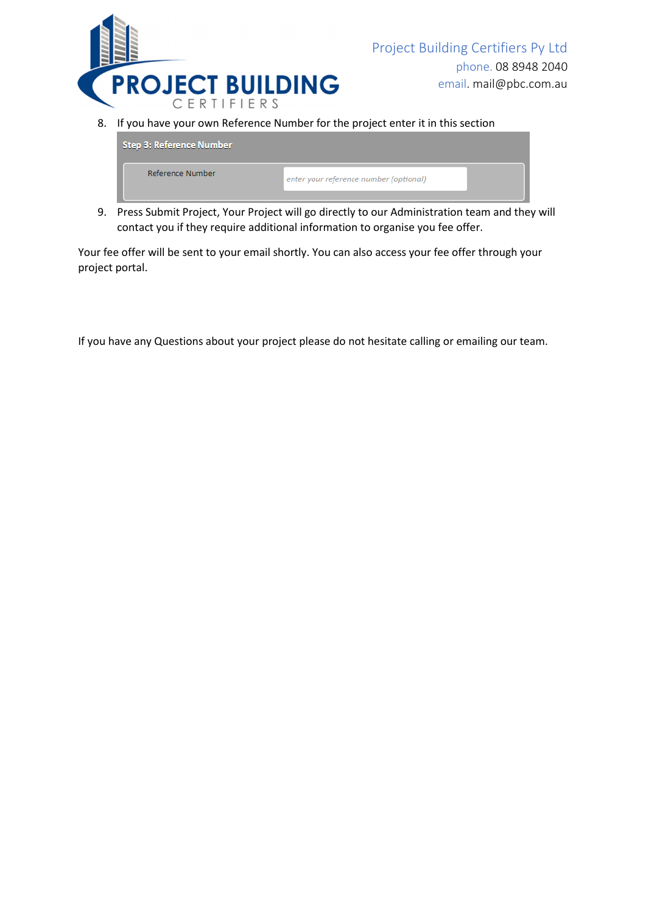8. If you have your own Reference Number for the project enter it in this section

**Step 3: Reference Number**

Reference Number: *enter your reference number (optional)*

9. Press Submit Project, Your Project will go directly to our Administration team and they will contact you if they require additional information to organise you fee offer.

Your fee offer will be sent to your email shortly. You can also access your fee offer through your project portal.

If you have any Questions about your project please do not hesitate calling or emailing our team.